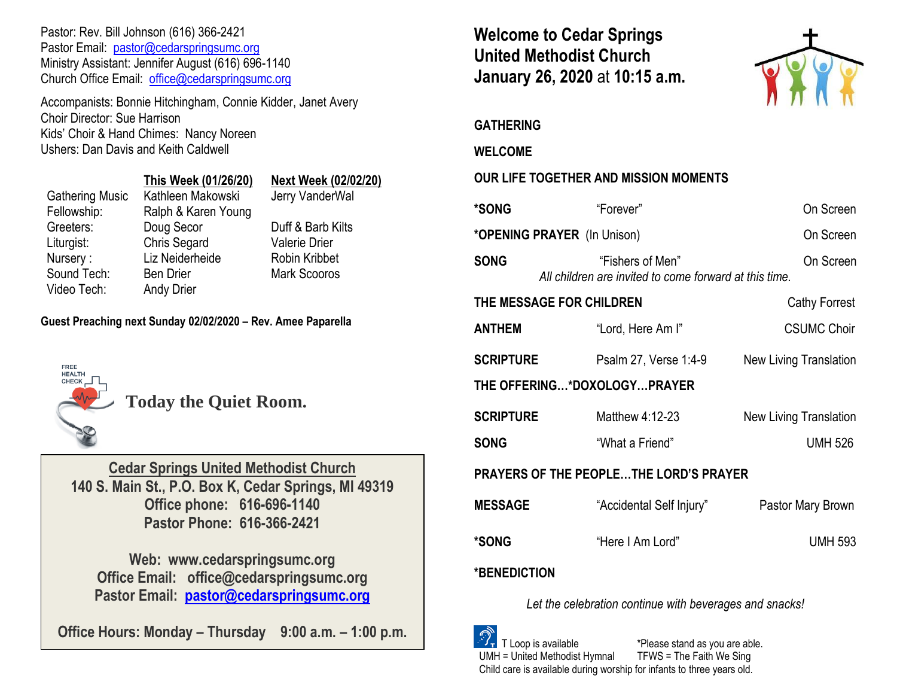Pastor: Rev. Bill Johnson (616) 366-2421
Pastor Email: pastor@cedarspringsumc.org
Ministry Assistant: Jennifer August (616) 696-1140
Church Office Email: office@cedarspringsumc.org

Accompanists: Bonnie Hitchingham, Connie Kidder, Janet Avery
Choir Director: Sue Harrison
Kids' Choir & Hand Chimes: Nancy Noreen
Ushers: Dan Davis and Keith Caldwell

| | This Week (01/26/20) | Next Week (02/02/20) |
|---|---|---|
| Gathering Music | Kathleen Makowski | Jerry VanderWal |
| Fellowship: | Ralph & Karen Young | |
| Greeters: | Doug Secor | Duff & Barb Kilts |
| Liturgist: | Chris Segard | Valerie Drier |
| Nursery : | Liz Neiderheide | Robin Kribbet |
| Sound Tech: | Ben Drier | Mark Scooros |
| Video Tech: | Andy Drier | |

**Guest Preaching next Sunday 02/02/2020 – Rev. Amee Paparella**

FREE HEALTH CHECK

**Today the Quiet Room.**

**Cedar Springs United Methodist Church**
**140 S. Main St., P.O. Box K, Cedar Springs, MI 49319**
**Office phone: 616-696-1140**
**Pastor Phone: 616-366-2421**

**Web: www.cedarspringsumc.org**
**Office Email: office@cedarspringsumc.org**
**Pastor Email: pastor@cedarspringsumc.org**

**Office Hours: Monday – Thursday 9:00 a.m. – 1:00 p.m.**

# Welcome to Cedar Springs United Methodist Church January 26, 2020 at 10:15 a.m.

**GATHERING**

**WELCOME**

**OUR LIFE TOGETHER AND MISSION MOMENTS**

**\*SONG** "Forever" On Screen

**\*OPENING PRAYER** (In Unison) On Screen

**SONG** "Fishers of Men" On Screen
*All children are invited to come forward at this time.*

**THE MESSAGE FOR CHILDREN** Cathy Forrest

**ANTHEM** "Lord, Here Am I" CSUMC Choir

**SCRIPTURE** Psalm 27, Verse 1:4-9 New Living Translation

**THE OFFERING…\*DOXOLOGY…PRAYER**

**SCRIPTURE** Matthew 4:12-23 New Living Translation

**SONG** "What a Friend" UMH 526

**PRAYERS OF THE PEOPLE…THE LORD'S PRAYER**

**MESSAGE** "Accidental Self Injury" Pastor Mary Brown

**\*SONG** "Here I Am Lord" UMH 593

**\*BENEDICTION**

*Let the celebration continue with beverages and snacks!*

T Loop is available *Please stand as you are able.
UMH = United Methodist Hymnal TFWS = The Faith We Sing
Child care is available during worship for infants to three years old.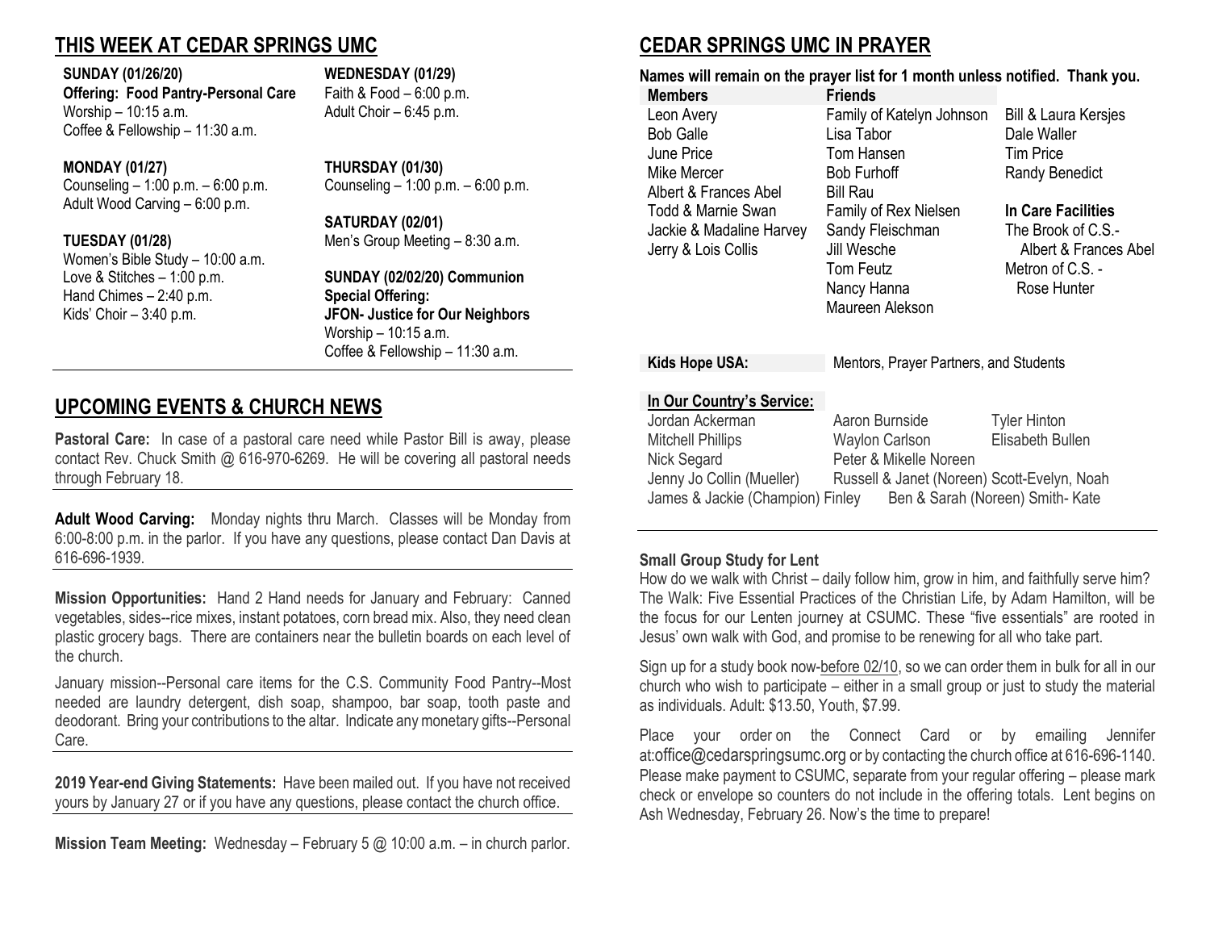## THIS WEEK AT CEDAR SPRINGS UMC

**SUNDAY (01/26/20)**
**Offering: Food Pantry-Personal Care**
Worship – 10:15 a.m.
Coffee & Fellowship – 11:30 a.m.

**MONDAY (01/27)**
Counseling – 1:00 p.m. – 6:00 p.m.
Adult Wood Carving – 6:00 p.m.

**TUESDAY (01/28)**
Women's Bible Study – 10:00 a.m.
Love & Stitches – 1:00 p.m.
Hand Chimes – 2:40 p.m.
Kids' Choir – 3:40 p.m.

**WEDNESDAY (01/29)**
Faith & Food – 6:00 p.m.
Adult Choir – 6:45 p.m.

**THURSDAY (01/30)**
Counseling – 1:00 p.m. – 6:00 p.m.

**SATURDAY (02/01)**
Men's Group Meeting – 8:30 a.m.

**SUNDAY (02/02/20) Communion**
**Special Offering:**
**JFON- Justice for Our Neighbors**
Worship – 10:15 a.m.
Coffee & Fellowship – 11:30 a.m.

## UPCOMING EVENTS & CHURCH NEWS

**Pastoral Care:** In case of a pastoral care need while Pastor Bill is away, please contact Rev. Chuck Smith @ 616-970-6269. He will be covering all pastoral needs through February 18.

**Adult Wood Carving:** Monday nights thru March. Classes will be Monday from 6:00-8:00 p.m. in the parlor. If you have any questions, please contact Dan Davis at 616-696-1939.

**Mission Opportunities:** Hand 2 Hand needs for January and February: Canned vegetables, sides--rice mixes, instant potatoes, corn bread mix. Also, they need clean plastic grocery bags. There are containers near the bulletin boards on each level of the church.

January mission--Personal care items for the C.S. Community Food Pantry--Most needed are laundry detergent, dish soap, shampoo, bar soap, tooth paste and deodorant. Bring your contributions to the altar. Indicate any monetary gifts--Personal Care.

**2019 Year-end Giving Statements:** Have been mailed out. If you have not received yours by January 27 or if you have any questions, please contact the church office.

**Mission Team Meeting:** Wednesday – February 5 @ 10:00 a.m. – in church parlor.

## CEDAR SPRINGS UMC IN PRAYER

**Names will remain on the prayer list for 1 month unless notified. Thank you.**

**Members**
Leon Avery
Bob Galle
June Price
Mike Mercer
Albert & Frances Abel
Todd & Marnie Swan
Jackie & Madaline Harvey
Jerry & Lois Collis

**Friends**
Family of Katelyn Johnson
Lisa Tabor
Tom Hansen
Bob Furhoff
Bill Rau
Family of Rex Nielsen
Sandy Fleischman
Jill Wesche
Tom Feutz
Nancy Hanna
Maureen Alekson
Bill & Laura Kersjes
Dale Waller
Tim Price
Randy Benedict

**In Care Facilities**
The Brook of C.S.- Albert & Frances Abel
Metron of C.S. - Rose Hunter

**Kids Hope USA:** Mentors, Prayer Partners, and Students

**In Our Country's Service:**
Jordan Ackerman
Mitchell Phillips
Nick Segard
Jenny Jo Collin (Mueller)
James & Jackie (Champion) Finley
Aaron Burnside
Waylon Carlson
Peter & Mikelle Noreen
Russell & Janet (Noreen) Scott-Evelyn, Noah
Ben & Sarah (Noreen) Smith- Kate
Tyler Hinton
Elisabeth Bullen

**Small Group Study for Lent**

How do we walk with Christ – daily follow him, grow in him, and faithfully serve him? The Walk: Five Essential Practices of the Christian Life, by Adam Hamilton, will be the focus for our Lenten journey at CSUMC. These "five essentials" are rooted in Jesus' own walk with God, and promise to be renewing for all who take part.

Sign up for a study book now-before 02/10, so we can order them in bulk for all in our church who wish to participate – either in a small group or just to study the material as individuals. Adult: $13.50, Youth, $7.99.

Place your order on the Connect Card or by emailing Jennifer at:office@cedarspringsumc.org or by contacting the church office at 616-696-1140. Please make payment to CSUMC, separate from your regular offering – please mark check or envelope so counters do not include in the offering totals. Lent begins on Ash Wednesday, February 26. Now's the time to prepare!